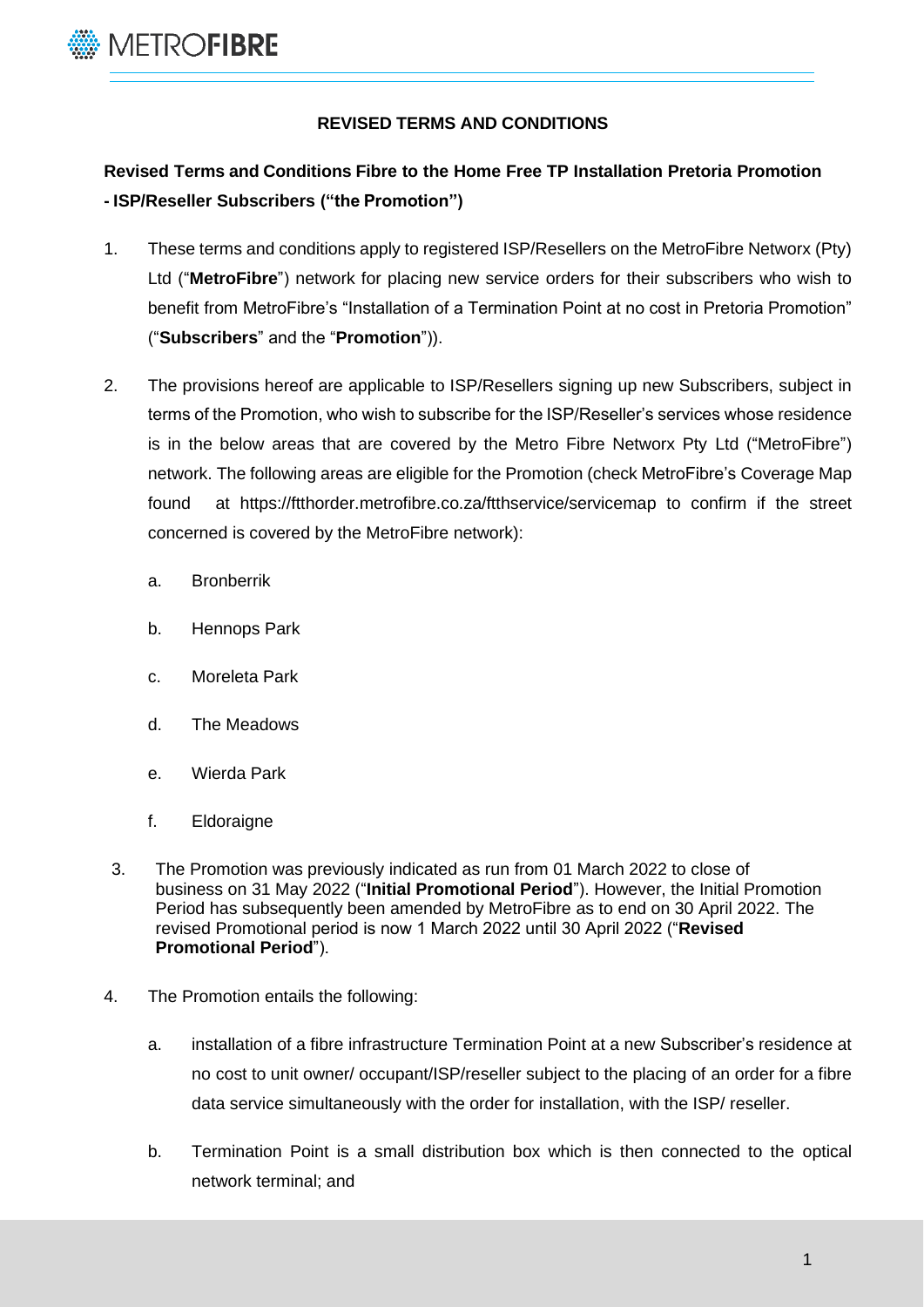## REVISED TERMS AND CONDITIONS

### Revised Terms and Conditions Fibre to the Home Free TP Installation Pretoria Promotion - ISP/Reseller Subscribers ("the Promotion")

1. These terms and conditions apply to registered ISP/Resellers on the MetroFibre Networx (Pty) Ltd ("**MetroFibre**") network for placing new service orders for their subscribers who wish to benefit from MetroFibre's "Installation of a Termination Point at no cost in Pretoria Promotion" ("**Subscribers**" and the "**Promotion**")).

2. The provisions hereof are applicable to ISP/Resellers signing up new Subscribers, subject in terms of the Promotion, who wish to subscribe for the ISP/Reseller's services whose residence is in the below areas that are covered by the Metro Fibre Networx Pty Ltd ("MetroFibre") network. The following areas are eligible for the Promotion (check MetroFibre's Coverage Map found at https://ftthorder.metrofibre.co.za/ftthservice/servicemap to confirm if the street concerned is covered by the MetroFibre network):

   a. Bronberrik

   b. Hennops Park

   c. Moreleta Park

   d. The Meadows

   e. Wierda Park

   f. Eldoraigne

3. The Promotion was previously indicated as run from 01 March 2022 to close of business on 31 May 2022 ("**Initial Promotional Period**"). However, the Initial Promotion Period has subsequently been amended by MetroFibre as to end on 30 April 2022. The revised Promotional period is now 1 March 2022 until 30 April 2022 ("**Revised Promotional Period**").

4. The Promotion entails the following:

   a. installation of a fibre infrastructure Termination Point at a new Subscriber's residence at no cost to unit owner/ occupant/ISP/reseller subject to the placing of an order for a fibre data service simultaneously with the order for installation, with the ISP/ reseller.

   b. Termination Point is a small distribution box which is then connected to the optical network terminal; and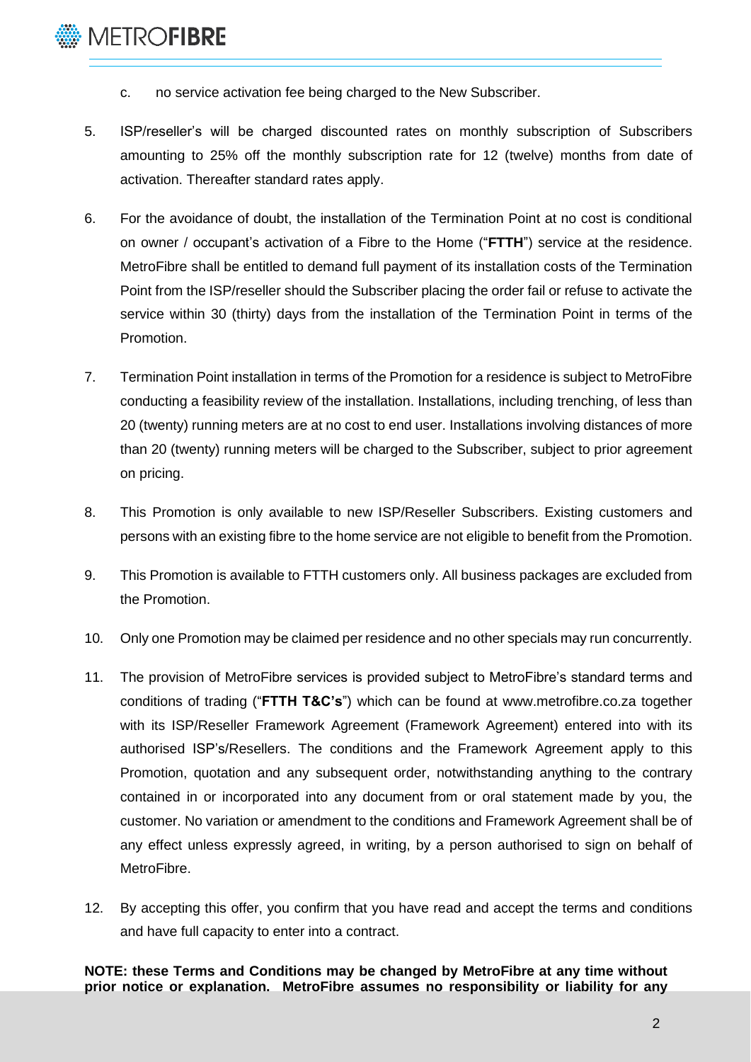c. no service activation fee being charged to the New Subscriber.

5. ISP/reseller's will be charged discounted rates on monthly subscription of Subscribers amounting to 25% off the monthly subscription rate for 12 (twelve) months from date of activation. Thereafter standard rates apply.

6. For the avoidance of doubt, the installation of the Termination Point at no cost is conditional on owner / occupant's activation of a Fibre to the Home ("**FTTH**") service at the residence. MetroFibre shall be entitled to demand full payment of its installation costs of the Termination Point from the ISP/reseller should the Subscriber placing the order fail or refuse to activate the service within 30 (thirty) days from the installation of the Termination Point in terms of the Promotion.

7. Termination Point installation in terms of the Promotion for a residence is subject to MetroFibre conducting a feasibility review of the installation. Installations, including trenching, of less than 20 (twenty) running meters are at no cost to end user. Installations involving distances of more than 20 (twenty) running meters will be charged to the Subscriber, subject to prior agreement on pricing.

8. This Promotion is only available to new ISP/Reseller Subscribers. Existing customers and persons with an existing fibre to the home service are not eligible to benefit from the Promotion.

9. This Promotion is available to FTTH customers only. All business packages are excluded from the Promotion.

10. Only one Promotion may be claimed per residence and no other specials may run concurrently.

11. The provision of MetroFibre services is provided subject to MetroFibre's standard terms and conditions of trading ("**FTTH T&C's**") which can be found at www.metrofibre.co.za together with its ISP/Reseller Framework Agreement (Framework Agreement) entered into with its authorised ISP's/Resellers. The conditions and the Framework Agreement apply to this Promotion, quotation and any subsequent order, notwithstanding anything to the contrary contained in or incorporated into any document from or oral statement made by you, the customer. No variation or amendment to the conditions and Framework Agreement shall be of any effect unless expressly agreed, in writing, by a person authorised to sign on behalf of MetroFibre.

12. By accepting this offer, you confirm that you have read and accept the terms and conditions and have full capacity to enter into a contract.

**NOTE: these Terms and Conditions may be changed by MetroFibre at any time without prior notice or explanation. MetroFibre assumes no responsibility or liability for any**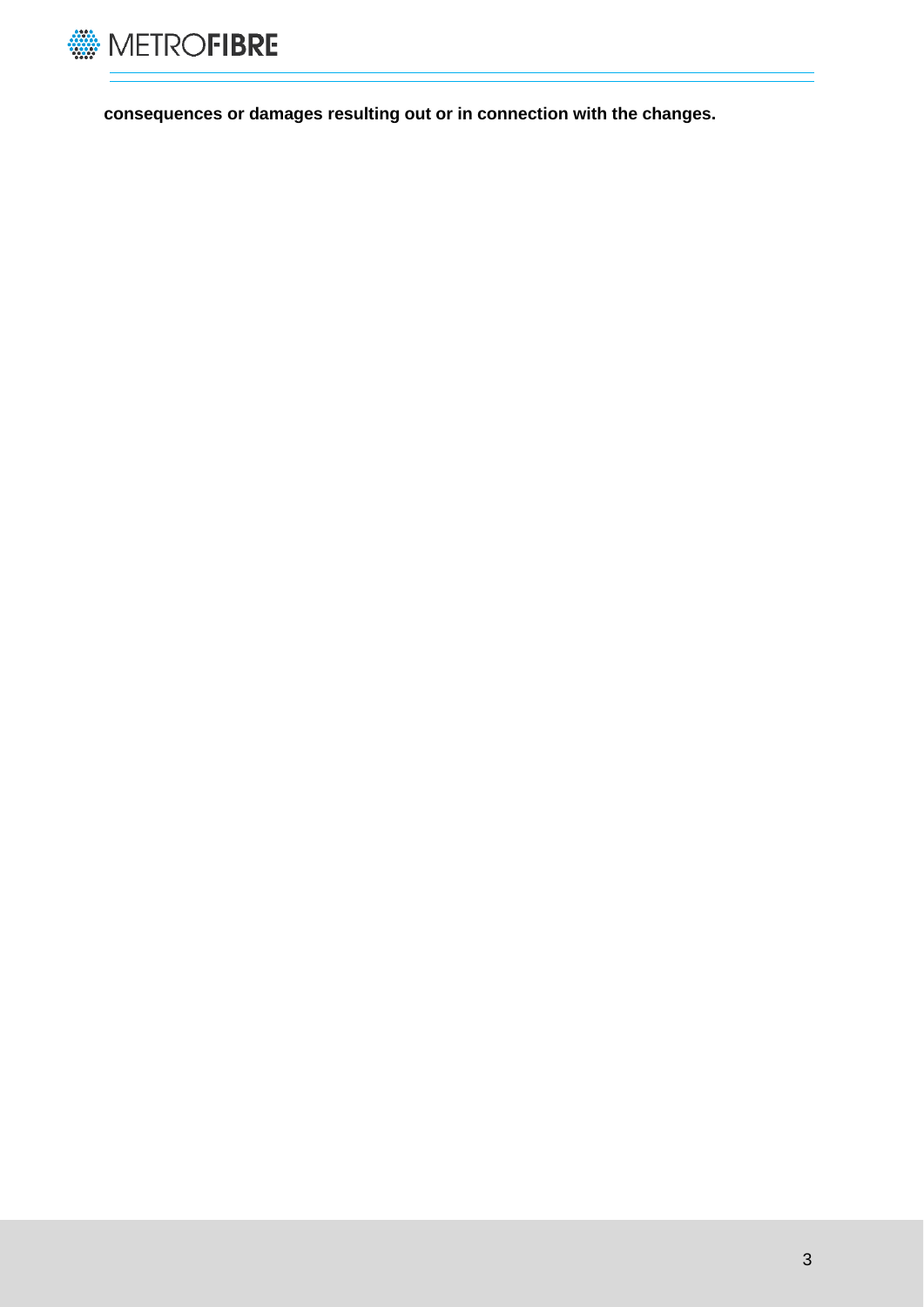**consequences or damages resulting out or in connection with the changes.**